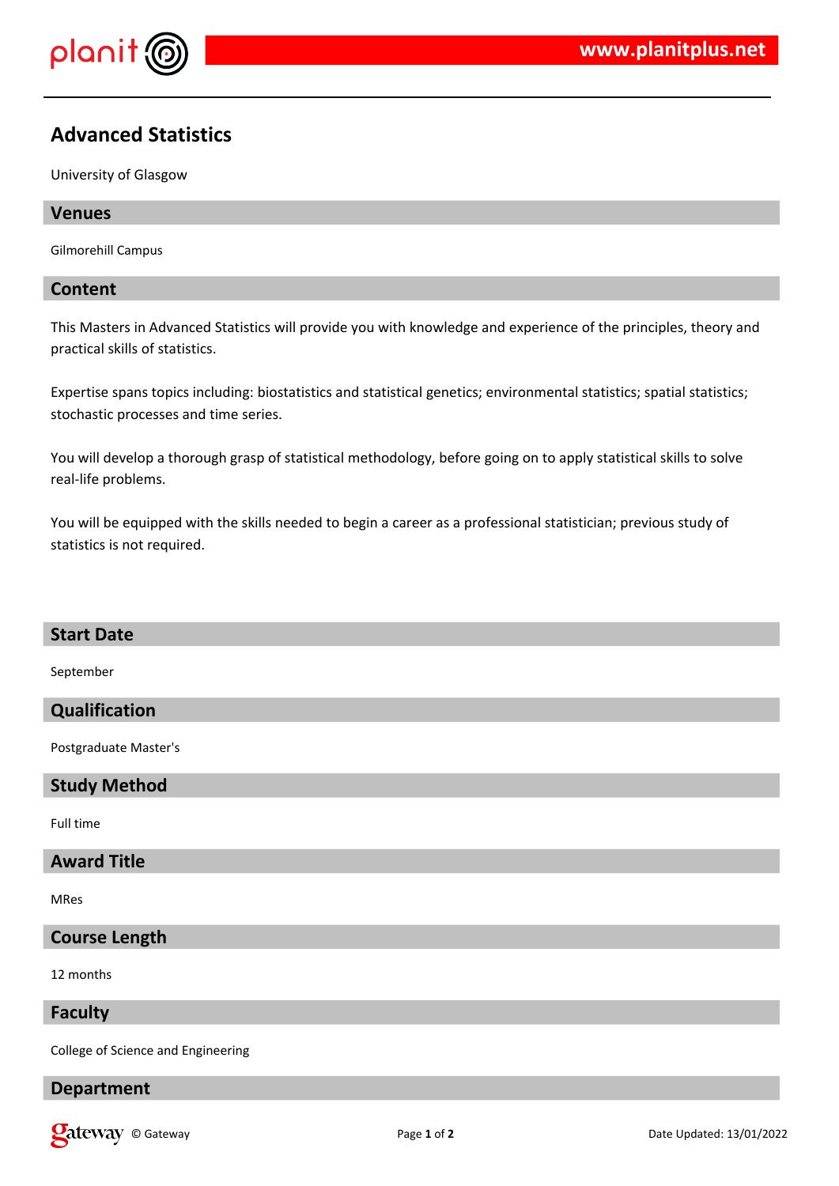# Advanced Statistics

University of Glasgow

## Venues

Gilmorehill Campus

## Content

This Masters in Advanced Statistics will provide you with knowledge and experience of the principles, theory and practical skills of statistics.

Expertise spans topics including: biostatistics and statistical genetics; environmental statistics; spatial statistics; stochastic processes and time series.

You will develop a thorough grasp of statistical methodology, before going on to apply statistical skills to solve real-life problems.

You will be equipped with the skills needed to begin a career as a professional statistician; previous study of statistics is not required.

## Start Date

September

## Qualification

Postgraduate Master's

## Study Method

Full time

## Award Title

MRes

## Course Length

12 months

## Faculty

College of Science and Engineering

## Department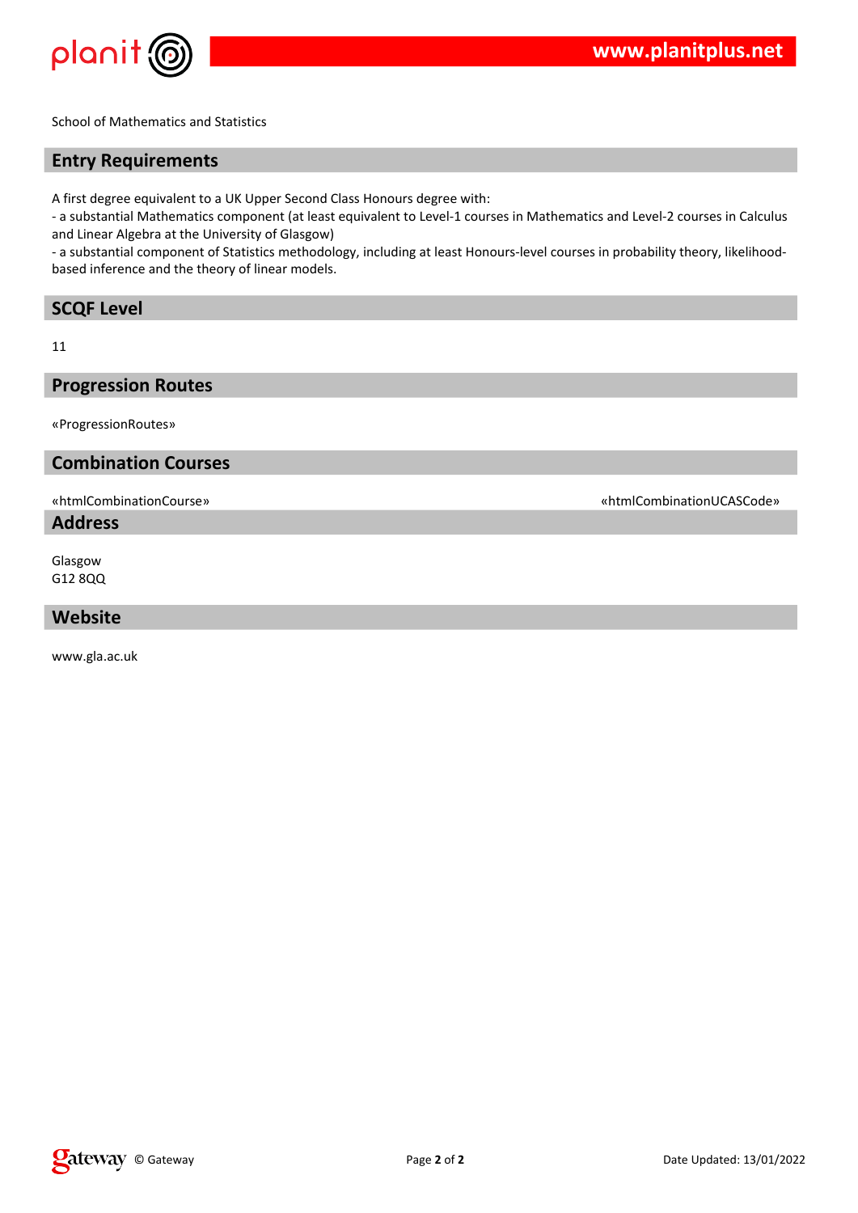School of Mathematics and Statistics

## Entry Requirements

A first degree equivalent to a UK Upper Second Class Honours degree with:
- a substantial Mathematics component (at least equivalent to Level-1 courses in Mathematics and Level-2 courses in Calculus and Linear Algebra at the University of Glasgow)
- a substantial component of Statistics methodology, including at least Honours-level courses in probability theory, likelihood-based inference and the theory of linear models.

## SCQF Level

11

## Progression Routes

«ProgressionRoutes»

## Combination Courses

«htmlCombinationCourse» «htmlCombinationUCASCode»

## Address

Glasgow
G12 8QQ

## Website

www.gla.ac.uk